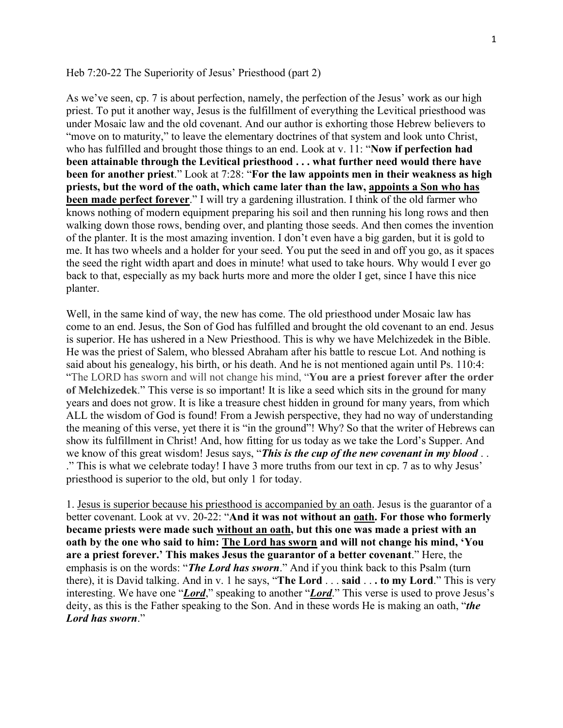Heb 7:20-22 The Superiority of Jesus' Priesthood (part 2)

As we've seen, cp. 7 is about perfection, namely, the perfection of the Jesus' work as our high priest. To put it another way, Jesus is the fulfillment of everything the Levitical priesthood was under Mosaic law and the old covenant. And our author is exhorting those Hebrew believers to "move on to maturity," to leave the elementary doctrines of that system and look unto Christ, who has fulfilled and brought those things to an end. Look at v. 11: "**Now if perfection had been attainable through the Levitical priesthood . . . what further need would there have been for another priest**." Look at 7:28: "**For the law appoints men in their weakness as high priests, but the word of the oath, which came later than the law, <u>appoints a Son who has been made perfect forever</u>**." I will try a gardening illustration. I think of the old farmer who knows nothing of modern equipment preparing his soil and then running his long rows and then walking down those rows, bending over, and planting those seeds. And then comes the invention of the planter. It is the most amazing invention. I don't even have a big garden, but it is gold to me. It has two wheels and a holder for your seed. You put the seed in and off you go, as it spaces the seed the right width apart and does in minute! what used to take hours. Why would I ever go back to that, especially as my back hurts more and more the older I get, since I have this nice planter.

Well, in the same kind of way, the new has come. The old priesthood under Mosaic law has come to an end. Jesus, the Son of God has fulfilled and brought the old covenant to an end. Jesus is superior. He has ushered in a New Priesthood. This is why we have Melchizedek in the Bible. He was the priest of Salem, who blessed Abraham after his battle to rescue Lot. And nothing is said about his genealogy, his birth, or his death. And he is not mentioned again until Ps. 110:4: "The LORD has sworn and will not change his mind, "**You are a priest forever after the order of Melchizedek**." This verse is so important! It is like a seed which sits in the ground for many years and does not grow. It is like a treasure chest hidden in ground for many years, from which ALL the wisdom of God is found! From a Jewish perspective, they had no way of understanding the meaning of this verse, yet there it is "in the ground"! Why? So that the writer of Hebrews can show its fulfillment in Christ! And, how fitting for us today as we take the Lord's Supper. And we know of this great wisdom! Jesus says, "***This is the cup of the new covenant in my blood*** . . ." This is what we celebrate today! I have 3 more truths from our text in cp. 7 as to why Jesus' priesthood is superior to the old, but only 1 for today.

1. <u>Jesus is superior because his priesthood is accompanied by an oath</u>. Jesus is the guarantor of a better covenant. Look at vv. 20-22: "**And it was not without an <u>oath</u>. For those who formerly became priests were made such <u>without an oath</u>, but this one was made a priest with an oath by the one who said to him: <u>The Lord has sworn</u> and will not change his mind, 'You are a priest forever.' This makes Jesus the guarantor of a better covenant**." Here, the emphasis is on the words: "***The Lord has sworn***." And if you think back to this Psalm (turn there), it is David talking. And in v. 1 he says, "**The Lord** . . . **said** . . . **to my Lord**." This is very interesting. We have one "***<u>Lord</u>***," speaking to another "***<u>Lord</u>***." This verse is used to prove Jesus's deity, as this is the Father speaking to the Son. And in these words He is making an oath, "***the Lord has sworn***."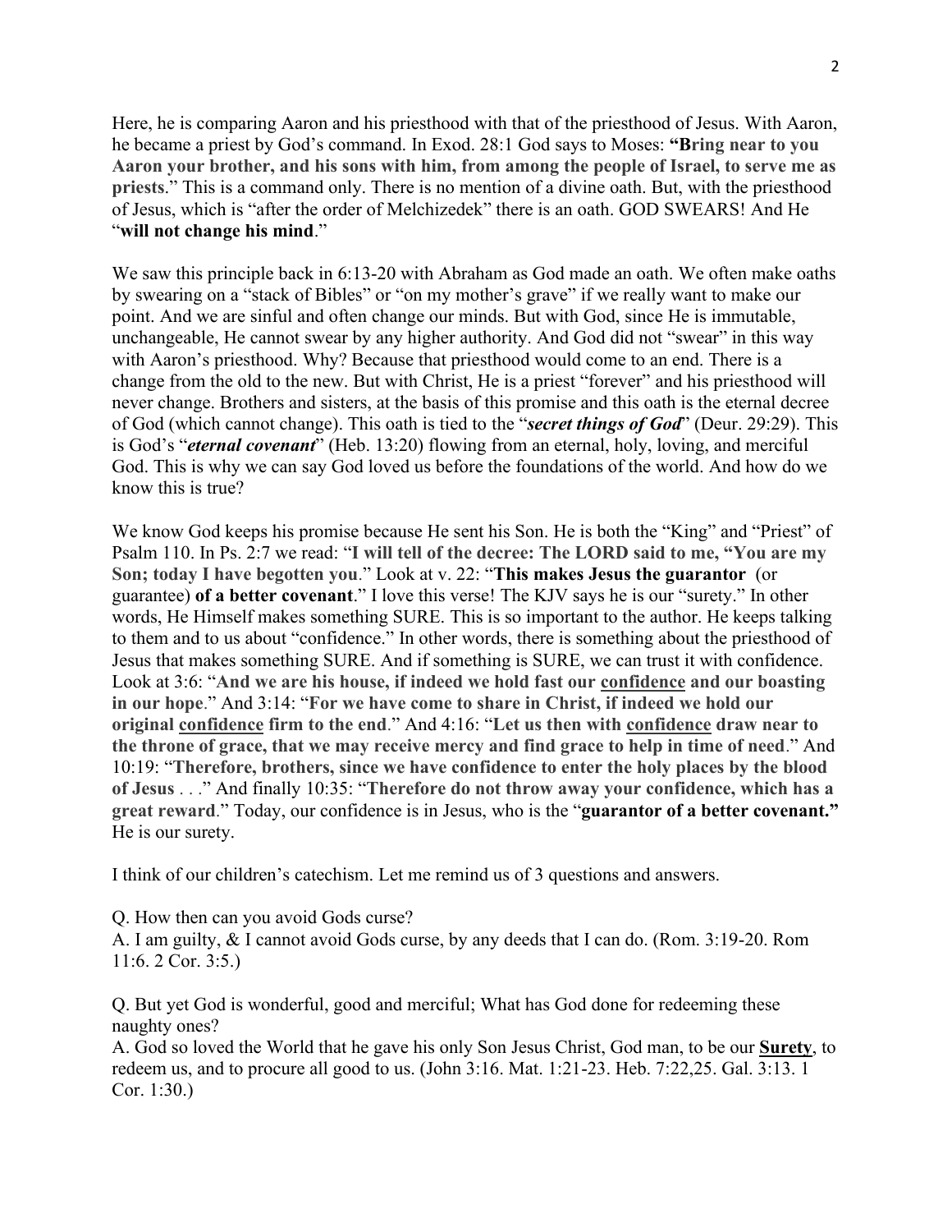Here, he is comparing Aaron and his priesthood with that of the priesthood of Jesus. With Aaron, he became a priest by God's command. In Exod. 28:1 God says to Moses: **"Bring near to you Aaron your brother, and his sons with him, from among the people of Israel, to serve me as priests**." This is a command only. There is no mention of a divine oath. But, with the priesthood of Jesus, which is "after the order of Melchizedek" there is an oath. GOD SWEARS! And He "**will not change his mind**."

We saw this principle back in 6:13-20 with Abraham as God made an oath. We often make oaths by swearing on a "stack of Bibles" or "on my mother's grave" if we really want to make our point. And we are sinful and often change our minds. But with God, since He is immutable, unchangeable, He cannot swear by any higher authority. And God did not "swear" in this way with Aaron's priesthood. Why? Because that priesthood would come to an end. There is a change from the old to the new. But with Christ, He is a priest "forever" and his priesthood will never change. Brothers and sisters, at the basis of this promise and this oath is the eternal decree of God (which cannot change). This oath is tied to the "***secret things of God***" (Deur. 29:29). This is God's "***eternal covenant***" (Heb. 13:20) flowing from an eternal, holy, loving, and merciful God. This is why we can say God loved us before the foundations of the world. And how do we know this is true?

We know God keeps his promise because He sent his Son. He is both the "King" and "Priest" of Psalm 110. In Ps. 2:7 we read: "**I will tell of the decree: The LORD said to me, "You are my Son; today I have begotten you**." Look at v. 22: "**This makes Jesus the guarantor** (or guarantee) **of a better covenant**." I love this verse! The KJV says he is our "surety." In other words, He Himself makes something SURE. This is so important to the author. He keeps talking to them and to us about "confidence." In other words, there is something about the priesthood of Jesus that makes something SURE. And if something is SURE, we can trust it with confidence. Look at 3:6: "**And we are his house, if indeed we hold fast our <u>confidence</u> and our boasting in our hope**." And 3:14: "**For we have come to share in Christ, if indeed we hold our original <u>confidence</u> firm to the end**." And 4:16: "**Let us then with <u>confidence</u> draw near to the throne of grace, that we may receive mercy and find grace to help in time of need**." And 10:19: "**Therefore, brothers, since we have confidence to enter the holy places by the blood of Jesus** . . ." And finally 10:35: "**Therefore do not throw away your confidence, which has a great reward**." Today, our confidence is in Jesus, who is the "**guarantor of a better covenant."** He is our surety.

I think of our children's catechism. Let me remind us of 3 questions and answers.

Q. How then can you avoid Gods curse?
A. I am guilty, & I cannot avoid Gods curse, by any deeds that I can do. (Rom. 3:19-20. Rom 11:6. 2 Cor. 3:5.)

Q. But yet God is wonderful, good and merciful; What has God done for redeeming these naughty ones?
A. God so loved the World that he gave his only Son Jesus Christ, God man, to be our **<u>Surety</u>**, to redeem us, and to procure all good to us. (John 3:16. Mat. 1:21-23. Heb. 7:22,25. Gal. 3:13. 1 Cor. 1:30.)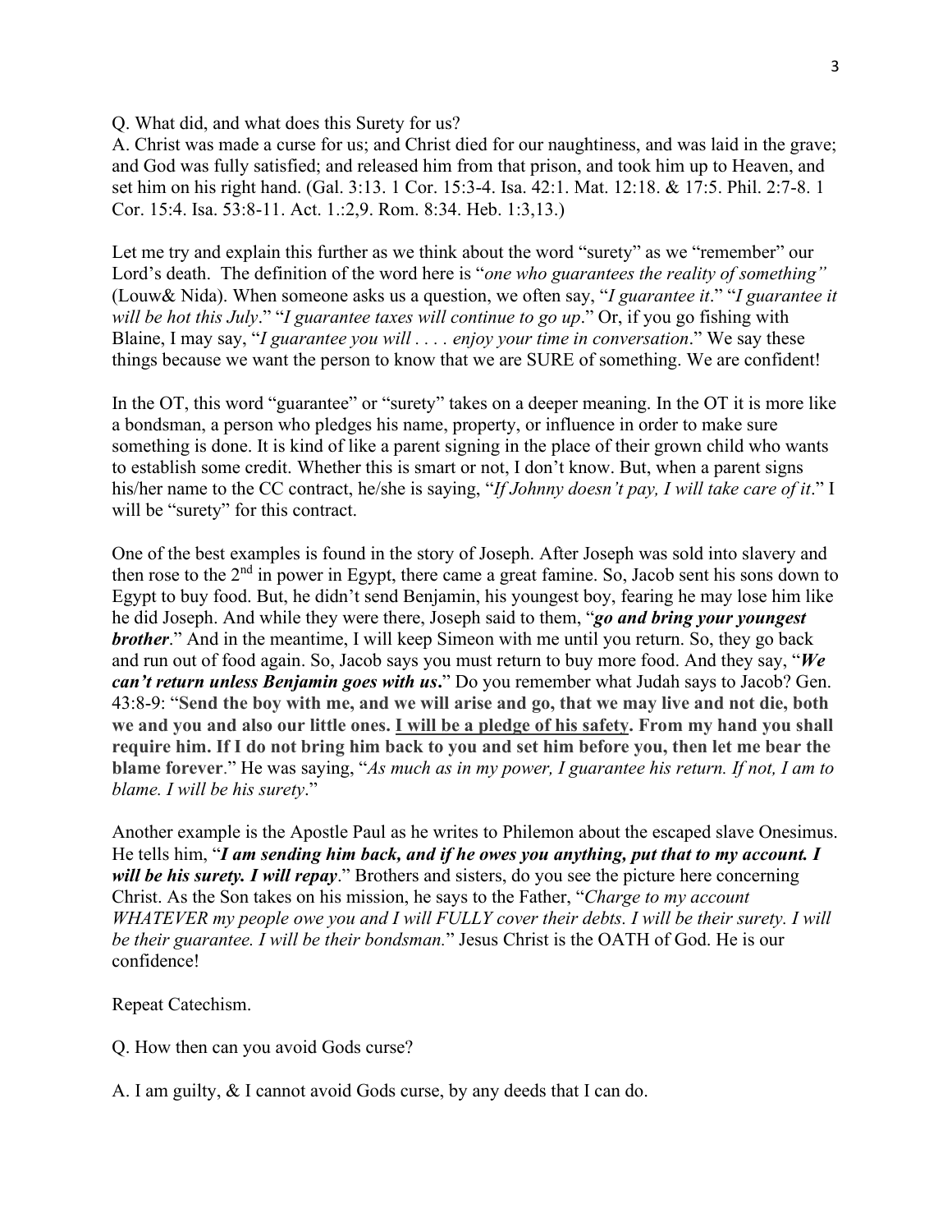Q. What did, and what does this Surety for us?
A. Christ was made a curse for us; and Christ died for our naughtiness, and was laid in the grave; and God was fully satisfied; and released him from that prison, and took him up to Heaven, and set him on his right hand. (Gal. 3:13. 1 Cor. 15:3-4. Isa. 42:1. Mat. 12:18. & 17:5. Phil. 2:7-8. 1 Cor. 15:4. Isa. 53:8-11. Act. 1.:2,9. Rom. 8:34. Heb. 1:3,13.)

Let me try and explain this further as we think about the word "surety" as we "remember" our Lord's death. The definition of the word here is "*one who guarantees the reality of something"* (Louw& Nida). When someone asks us a question, we often say, "*I guarantee it*." "*I guarantee it will be hot this July*." "*I guarantee taxes will continue to go up*." Or, if you go fishing with Blaine, I may say, "*I guarantee you will . . . . enjoy your time in conversation*." We say these things because we want the person to know that we are SURE of something. We are confident!

In the OT, this word "guarantee" or "surety" takes on a deeper meaning. In the OT it is more like a bondsman, a person who pledges his name, property, or influence in order to make sure something is done. It is kind of like a parent signing in the place of their grown child who wants to establish some credit. Whether this is smart or not, I don't know. But, when a parent signs his/her name to the CC contract, he/she is saying, "*If Johnny doesn't pay, I will take care of it*." I will be "surety" for this contract.

One of the best examples is found in the story of Joseph. After Joseph was sold into slavery and then rose to the 2nd in power in Egypt, there came a great famine. So, Jacob sent his sons down to Egypt to buy food. But, he didn't send Benjamin, his youngest boy, fearing he may lose him like he did Joseph. And while they were there, Joseph said to them, "***go and bring your youngest brother***." And in the meantime, I will keep Simeon with me until you return. So, they go back and run out of food again. So, Jacob says you must return to buy more food. And they say, "***We can't return unless Benjamin goes with us*.**" Do you remember what Judah says to Jacob? Gen. 43:8-9: "**Send the boy with me, and we will arise and go, that we may live and not die, both we and you and also our little ones. <u>I will be a pledge of his safety</u>. From my hand you shall require him. If I do not bring him back to you and set him before you, then let me bear the blame forever**." He was saying, "*As much as in my power, I guarantee his return. If not, I am to blame. I will be his surety*."

Another example is the Apostle Paul as he writes to Philemon about the escaped slave Onesimus. He tells him, "***I am sending him back, and if he owes you anything, put that to my account. I will be his surety. I will repay***." Brothers and sisters, do you see the picture here concerning Christ. As the Son takes on his mission, he says to the Father, "*Charge to my account WHATEVER my people owe you and I will FULLY cover their debts. I will be their surety. I will be their guarantee. I will be their bondsman.*" Jesus Christ is the OATH of God. He is our confidence!

Repeat Catechism.

Q. How then can you avoid Gods curse?

A. I am guilty, & I cannot avoid Gods curse, by any deeds that I can do.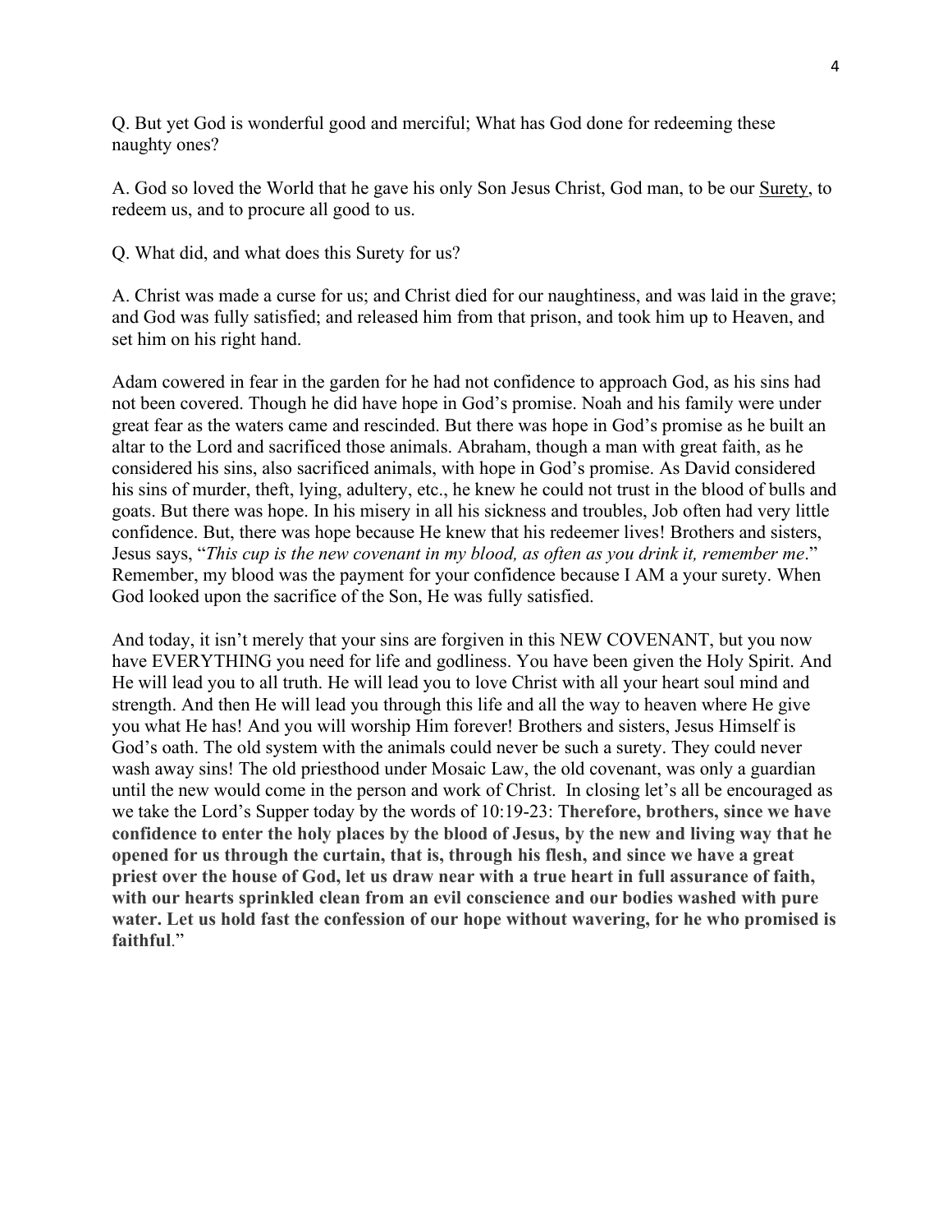Q. But yet God is wonderful good and merciful; What has God done for redeeming these naughty ones?

A. God so loved the World that he gave his only Son Jesus Christ, God man, to be our <u>Surety</u>, to redeem us, and to procure all good to us.

Q. What did, and what does this Surety for us?

A. Christ was made a curse for us; and Christ died for our naughtiness, and was laid in the grave; and God was fully satisfied; and released him from that prison, and took him up to Heaven, and set him on his right hand.

Adam cowered in fear in the garden for he had not confidence to approach God, as his sins had not been covered. Though he did have hope in God's promise. Noah and his family were under great fear as the waters came and rescinded. But there was hope in God's promise as he built an altar to the Lord and sacrificed those animals. Abraham, though a man with great faith, as he considered his sins, also sacrificed animals, with hope in God's promise. As David considered his sins of murder, theft, lying, adultery, etc., he knew he could not trust in the blood of bulls and goats. But there was hope. In his misery in all his sickness and troubles, Job often had very little confidence. But, there was hope because He knew that his redeemer lives! Brothers and sisters, Jesus says, "*This cup is the new covenant in my blood, as often as you drink it, remember me*." Remember, my blood was the payment for your confidence because I AM a your surety. When God looked upon the sacrifice of the Son, He was fully satisfied.

And today, it isn't merely that your sins are forgiven in this NEW COVENANT, but you now have EVERYTHING you need for life and godliness. You have been given the Holy Spirit. And He will lead you to all truth. He will lead you to love Christ with all your heart soul mind and strength. And then He will lead you through this life and all the way to heaven where He give you what He has! And you will worship Him forever! Brothers and sisters, Jesus Himself is God's oath. The old system with the animals could never be such a surety. They could never wash away sins! The old priesthood under Mosaic Law, the old covenant, was only a guardian until the new would come in the person and work of Christ. In closing let's all be encouraged as we take the Lord's Supper today by the words of 10:19-23: **Therefore, brothers, since we have confidence to enter the holy places by the blood of Jesus, by the new and living way that he opened for us through the curtain, that is, through his flesh, and since we have a great priest over the house of God, let us draw near with a true heart in full assurance of faith, with our hearts sprinkled clean from an evil conscience and our bodies washed with pure water. Let us hold fast the confession of our hope without wavering, for he who promised is faithful**."